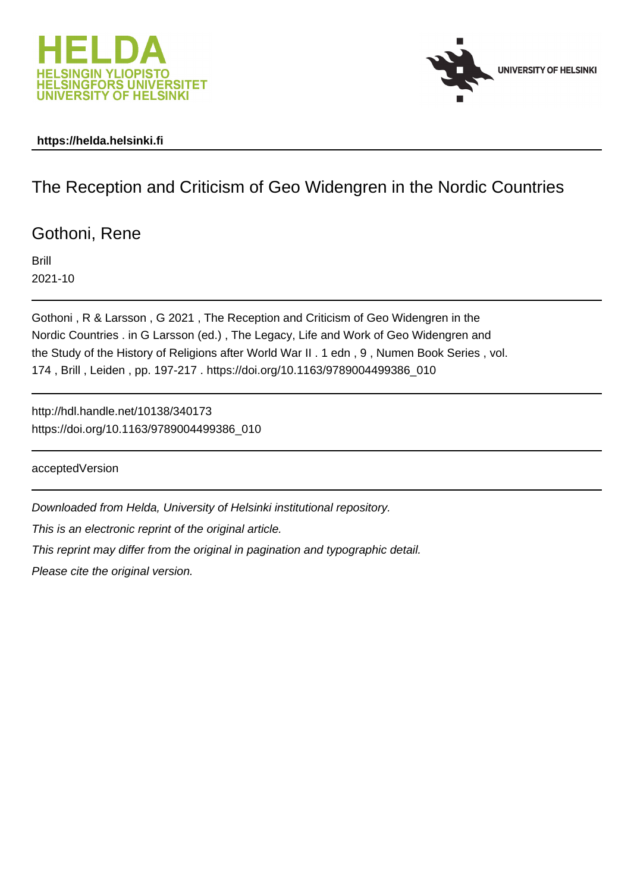**https://helda.helsinki.fi**

# The Reception and Criticism of Geo Widengren in the Nordic Countries

Gothoni, Rene

Brill

2021-10

Gothoni , R & Larsson , G 2021 , The Reception and Criticism of Geo Widengren in the Nordic Countries . in G Larsson (ed.) , The Legacy, Life and Work of Geo Widengren and the Study of the History of Religions after World War II . 1 edn , 9 , Numen Book Series , vol. 174 , Brill , Leiden , pp. 197-217 . https://doi.org/10.1163/9789004499386_010

http://hdl.handle.net/10138/340173
https://doi.org/10.1163/9789004499386_010

acceptedVersion

*Downloaded from Helda, University of Helsinki institutional repository.*

*This is an electronic reprint of the original article.*

*This reprint may differ from the original in pagination and typographic detail.*

*Please cite the original version.*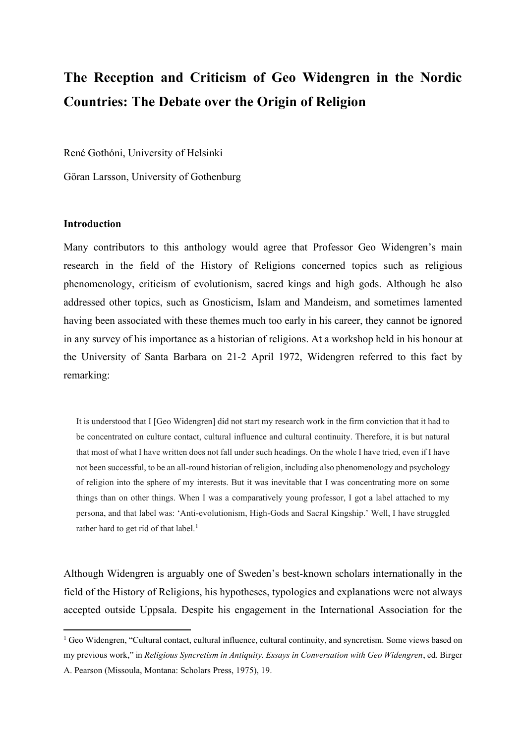# The Reception and Criticism of Geo Widengren in the Nordic Countries: The Debate over the Origin of Religion

René Gothóni, University of Helsinki

Göran Larsson, University of Gothenburg

### Introduction

Many contributors to this anthology would agree that Professor Geo Widengren's main research in the field of the History of Religions concerned topics such as religious phenomenology, criticism of evolutionism, sacred kings and high gods. Although he also addressed other topics, such as Gnosticism, Islam and Mandeism, and sometimes lamented having been associated with these themes much too early in his career, they cannot be ignored in any survey of his importance as a historian of religions. At a workshop held in his honour at the University of Santa Barbara on 21-2 April 1972, Widengren referred to this fact by remarking:

> It is understood that I [Geo Widengren] did not start my research work in the firm conviction that it had to be concentrated on culture contact, cultural influence and cultural continuity. Therefore, it is but natural that most of what I have written does not fall under such headings. On the whole I have tried, even if I have not been successful, to be an all-round historian of religion, including also phenomenology and psychology of religion into the sphere of my interests. But it was inevitable that I was concentrating more on some things than on other things. When I was a comparatively young professor, I got a label attached to my persona, and that label was: 'Anti-evolutionism, High-Gods and Sacral Kingship.' Well, I have struggled rather hard to get rid of that label.[1]

Although Widengren is arguably one of Sweden's best-known scholars internationally in the field of the History of Religions, his hypotheses, typologies and explanations were not always accepted outside Uppsala. Despite his engagement in the International Association for the

[1] Geo Widengren, "Cultural contact, cultural influence, cultural continuity, and syncretism. Some views based on my previous work," in *Religious Syncretism in Antiquity. Essays in Conversation with Geo Widengren*, ed. Birger A. Pearson (Missoula, Montana: Scholars Press, 1975), 19.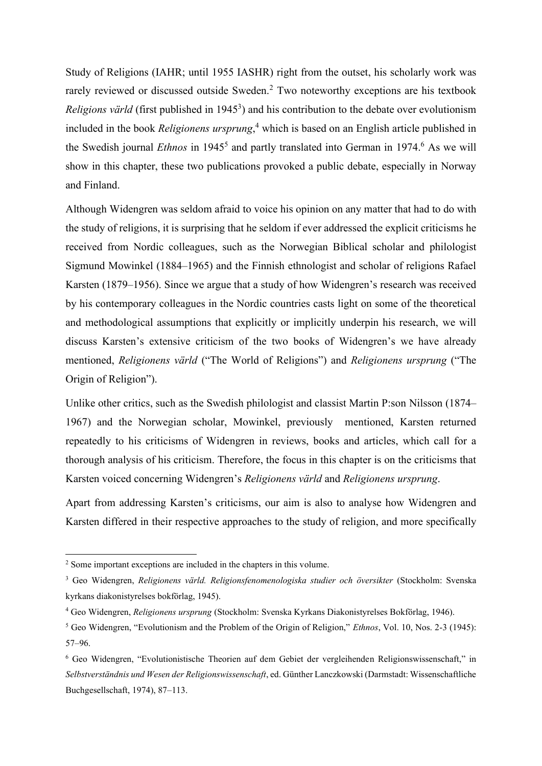Study of Religions (IAHR; until 1955 IASHR) right from the outset, his scholarly work was rarely reviewed or discussed outside Sweden.[2] Two noteworthy exceptions are his textbook *Religions värld* (first published in 1945[3]) and his contribution to the debate over evolutionism included in the book *Religionens ursprung*,[4] which is based on an English article published in the Swedish journal *Ethnos* in 1945[5] and partly translated into German in 1974.[6] As we will show in this chapter, these two publications provoked a public debate, especially in Norway and Finland.

Although Widengren was seldom afraid to voice his opinion on any matter that had to do with the study of religions, it is surprising that he seldom if ever addressed the explicit criticisms he received from Nordic colleagues, such as the Norwegian Biblical scholar and philologist Sigmund Mowinkel (1884–1965) and the Finnish ethnologist and scholar of religions Rafael Karsten (1879–1956). Since we argue that a study of how Widengren's research was received by his contemporary colleagues in the Nordic countries casts light on some of the theoretical and methodological assumptions that explicitly or implicitly underpin his research, we will discuss Karsten's extensive criticism of the two books of Widengren's we have already mentioned, *Religionens värld* ("The World of Religions") and *Religionens ursprung* ("The Origin of Religion").

Unlike other critics, such as the Swedish philologist and classist Martin P:son Nilsson (1874–1967) and the Norwegian scholar, Mowinkel, previously mentioned, Karsten returned repeatedly to his criticisms of Widengren in reviews, books and articles, which call for a thorough analysis of his criticism. Therefore, the focus in this chapter is on the criticisms that Karsten voiced concerning Widengren's *Religionens värld* and *Religionens ursprung*.

Apart from addressing Karsten's criticisms, our aim is also to analyse how Widengren and Karsten differed in their respective approaches to the study of religion, and more specifically

---

[2] Some important exceptions are included in the chapters in this volume.

[3] Geo Widengren, *Religionens värld. Religionsfenomenologiska studier och översikter* (Stockholm: Svenska kyrkans diakonistyrelses bokförlag, 1945).

[4] Geo Widengren, *Religionens ursprung* (Stockholm: Svenska Kyrkans Diakonistyrelses Bokförlag, 1946).

[5] Geo Widengren, "Evolutionism and the Problem of the Origin of Religion," *Ethnos*, Vol. 10, Nos. 2-3 (1945): 57–96.

[6] Geo Widengren, "Evolutionistische Theorien auf dem Gebiet der vergleihenden Religionswissenschaft," in *Selbstverständnis und Wesen der Religionswissenschaft*, ed. Günther Lanczkowski (Darmstadt: Wissenschaftliche Buchgesellschaft, 1974), 87–113.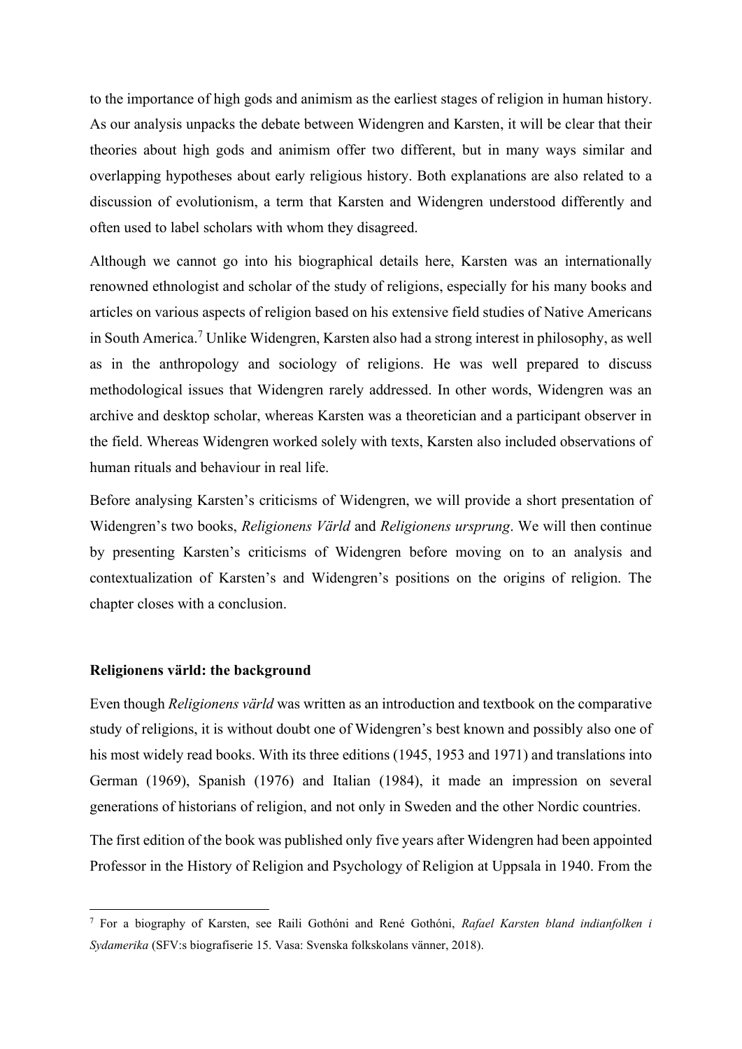to the importance of high gods and animism as the earliest stages of religion in human history. As our analysis unpacks the debate between Widengren and Karsten, it will be clear that their theories about high gods and animism offer two different, but in many ways similar and overlapping hypotheses about early religious history. Both explanations are also related to a discussion of evolutionism, a term that Karsten and Widengren understood differently and often used to label scholars with whom they disagreed.

Although we cannot go into his biographical details here, Karsten was an internationally renowned ethnologist and scholar of the study of religions, especially for his many books and articles on various aspects of religion based on his extensive field studies of Native Americans in South America.[7] Unlike Widengren, Karsten also had a strong interest in philosophy, as well as in the anthropology and sociology of religions. He was well prepared to discuss methodological issues that Widengren rarely addressed. In other words, Widengren was an archive and desktop scholar, whereas Karsten was a theoretician and a participant observer in the field. Whereas Widengren worked solely with texts, Karsten also included observations of human rituals and behaviour in real life.

Before analysing Karsten's criticisms of Widengren, we will provide a short presentation of Widengren's two books, *Religionens Värld* and *Religionens ursprung*. We will then continue by presenting Karsten's criticisms of Widengren before moving on to an analysis and contextualization of Karsten's and Widengren's positions on the origins of religion. The chapter closes with a conclusion.

### Religionens värld: the background

Even though *Religionens värld* was written as an introduction and textbook on the comparative study of religions, it is without doubt one of Widengren's best known and possibly also one of his most widely read books. With its three editions (1945, 1953 and 1971) and translations into German (1969), Spanish (1976) and Italian (1984), it made an impression on several generations of historians of religion, and not only in Sweden and the other Nordic countries.

The first edition of the book was published only five years after Widengren had been appointed Professor in the History of Religion and Psychology of Religion at Uppsala in 1940. From the

---

[7] For a biography of Karsten, see Raili Gothóni and René Gothóni, *Rafael Karsten bland indianfolken i Sydamerika* (SFV:s biografiserie 15. Vasa: Svenska folkskolans vänner, 2018).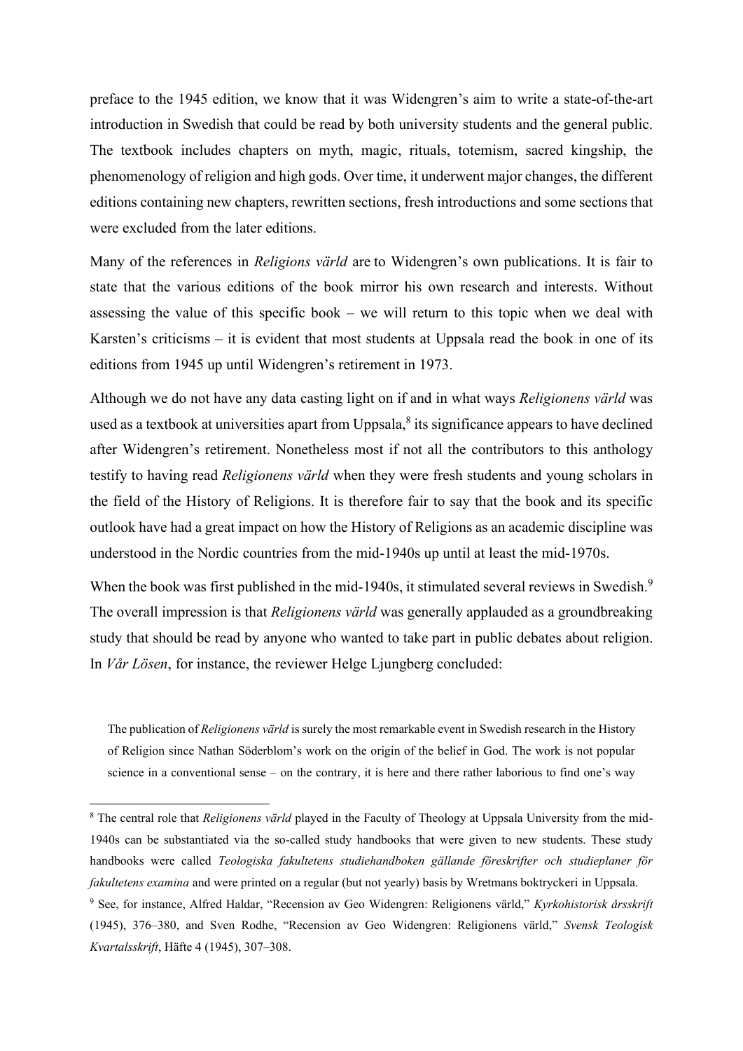preface to the 1945 edition, we know that it was Widengren's aim to write a state-of-the-art introduction in Swedish that could be read by both university students and the general public. The textbook includes chapters on myth, magic, rituals, totemism, sacred kingship, the phenomenology of religion and high gods. Over time, it underwent major changes, the different editions containing new chapters, rewritten sections, fresh introductions and some sections that were excluded from the later editions.

Many of the references in *Religions värld* are to Widengren's own publications. It is fair to state that the various editions of the book mirror his own research and interests. Without assessing the value of this specific book – we will return to this topic when we deal with Karsten's criticisms – it is evident that most students at Uppsala read the book in one of its editions from 1945 up until Widengren's retirement in 1973.

Although we do not have any data casting light on if and in what ways *Religionens värld* was used as a textbook at universities apart from Uppsala,[8] its significance appears to have declined after Widengren's retirement. Nonetheless most if not all the contributors to this anthology testify to having read *Religionens värld* when they were fresh students and young scholars in the field of the History of Religions. It is therefore fair to say that the book and its specific outlook have had a great impact on how the History of Religions as an academic discipline was understood in the Nordic countries from the mid-1940s up until at least the mid-1970s.

When the book was first published in the mid-1940s, it stimulated several reviews in Swedish.[9] The overall impression is that *Religionens värld* was generally applauded as a groundbreaking study that should be read by anyone who wanted to take part in public debates about religion. In *Vår Lösen*, for instance, the reviewer Helge Ljungberg concluded:

> The publication of *Religionens värld* is surely the most remarkable event in Swedish research in the History of Religion since Nathan Söderblom's work on the origin of the belief in God. The work is not popular science in a conventional sense – on the contrary, it is here and there rather laborious to find one's way

---

[8] The central role that *Religionens värld* played in the Faculty of Theology at Uppsala University from the mid-1940s can be substantiated via the so-called study handbooks that were given to new students. These study handbooks were called *Teologiska fakultetens studiehandboken gällande föreskrifter och studieplaner för fakultetens examina* and were printed on a regular (but not yearly) basis by Wretmans boktryckeri in Uppsala.

[9] See, for instance, Alfred Haldar, "Recension av Geo Widengren: Religionens värld," *Kyrkohistorisk årsskrift* (1945), 376–380, and Sven Rodhe, "Recension av Geo Widengren: Religionens värld," *Svensk Teologisk Kvartalsskrift*, Häfte 4 (1945), 307–308.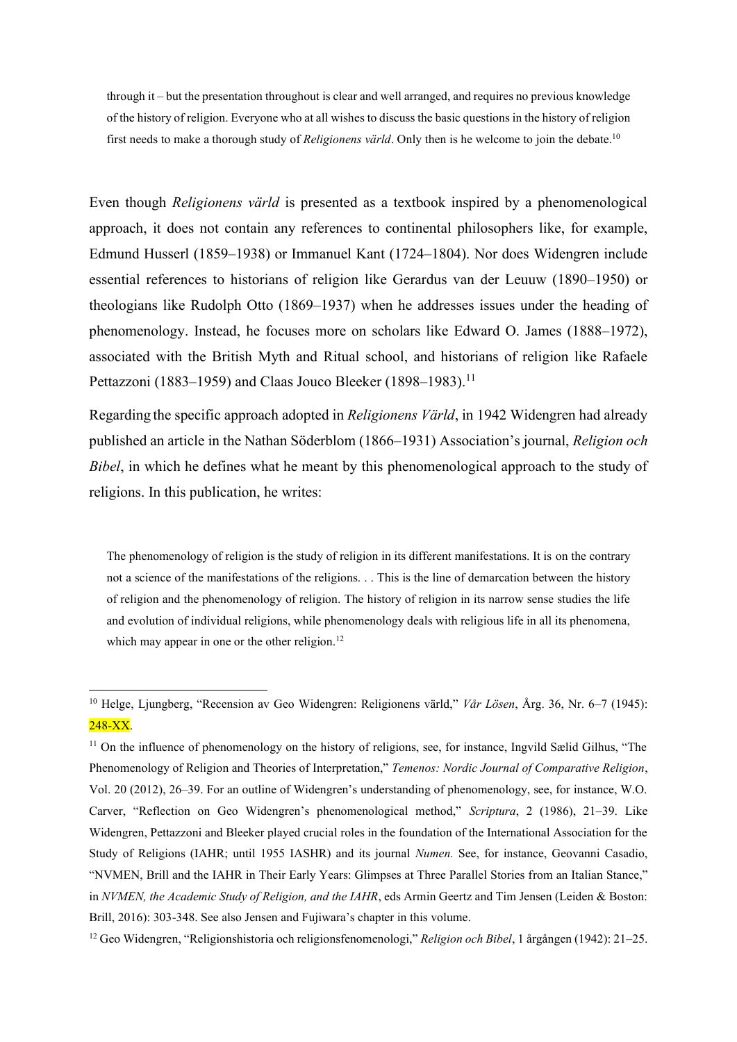> through it – but the presentation throughout is clear and well arranged, and requires no previous knowledge of the history of religion. Everyone who at all wishes to discuss the basic questions in the history of religion first needs to make a thorough study of *Religionens värld*. Only then is he welcome to join the debate.[10]

Even though *Religionens värld* is presented as a textbook inspired by a phenomenological approach, it does not contain any references to continental philosophers like, for example, Edmund Husserl (1859–1938) or Immanuel Kant (1724–1804). Nor does Widengren include essential references to historians of religion like Gerardus van der Leeuw (1890–1950) or theologians like Rudolph Otto (1869–1937) when he addresses issues under the heading of phenomenology. Instead, he focuses more on scholars like Edward O. James (1888–1972), associated with the British Myth and Ritual school, and historians of religion like Rafaele Pettazzoni (1883–1959) and Claas Jouco Bleeker (1898–1983).[11]

Regarding the specific approach adopted in *Religionens Värld*, in 1942 Widengren had already published an article in the Nathan Söderblom (1866–1931) Association's journal, *Religion och Bibel*, in which he defines what he meant by this phenomenological approach to the study of religions. In this publication, he writes:

> The phenomenology of religion is the study of religion in its different manifestations. It is on the contrary not a science of the manifestations of the religions. . . This is the line of demarcation between the history of religion and the phenomenology of religion. The history of religion in its narrow sense studies the life and evolution of individual religions, while phenomenology deals with religious life in all its phenomena, which may appear in one or the other religion.[12]

---

[10] Helge, Ljungberg, "Recension av Geo Widengren: Religionens värld," *Vår Lösen*, Årg. 36, Nr. 6–7 (1945): 248-XX.

[11] On the influence of phenomenology on the history of religions, see, for instance, Ingvild Sælid Gilhus, "The Phenomenology of Religion and Theories of Interpretation," *Temenos: Nordic Journal of Comparative Religion*, Vol. 20 (2012), 26–39. For an outline of Widengren's understanding of phenomenology, see, for instance, W.O. Carver, "Reflection on Geo Widengren's phenomenological method," *Scriptura*, 2 (1986), 21–39. Like Widengren, Pettazzoni and Bleeker played crucial roles in the foundation of the International Association for the Study of Religions (IAHR; until 1955 IASHR) and its journal *Numen.* See, for instance, Geovanni Casadio, "NVMEN, Brill and the IAHR in Their Early Years: Glimpses at Three Parallel Stories from an Italian Stance," in *NVMEN, the Academic Study of Religion, and the IAHR*, eds Armin Geertz and Tim Jensen (Leiden & Boston: Brill, 2016): 303-348. See also Jensen and Fujiwara's chapter in this volume.

[12] Geo Widengren, "Religionshistoria och religionsfenomenologi," *Religion och Bibel*, 1 årgången (1942): 21–25.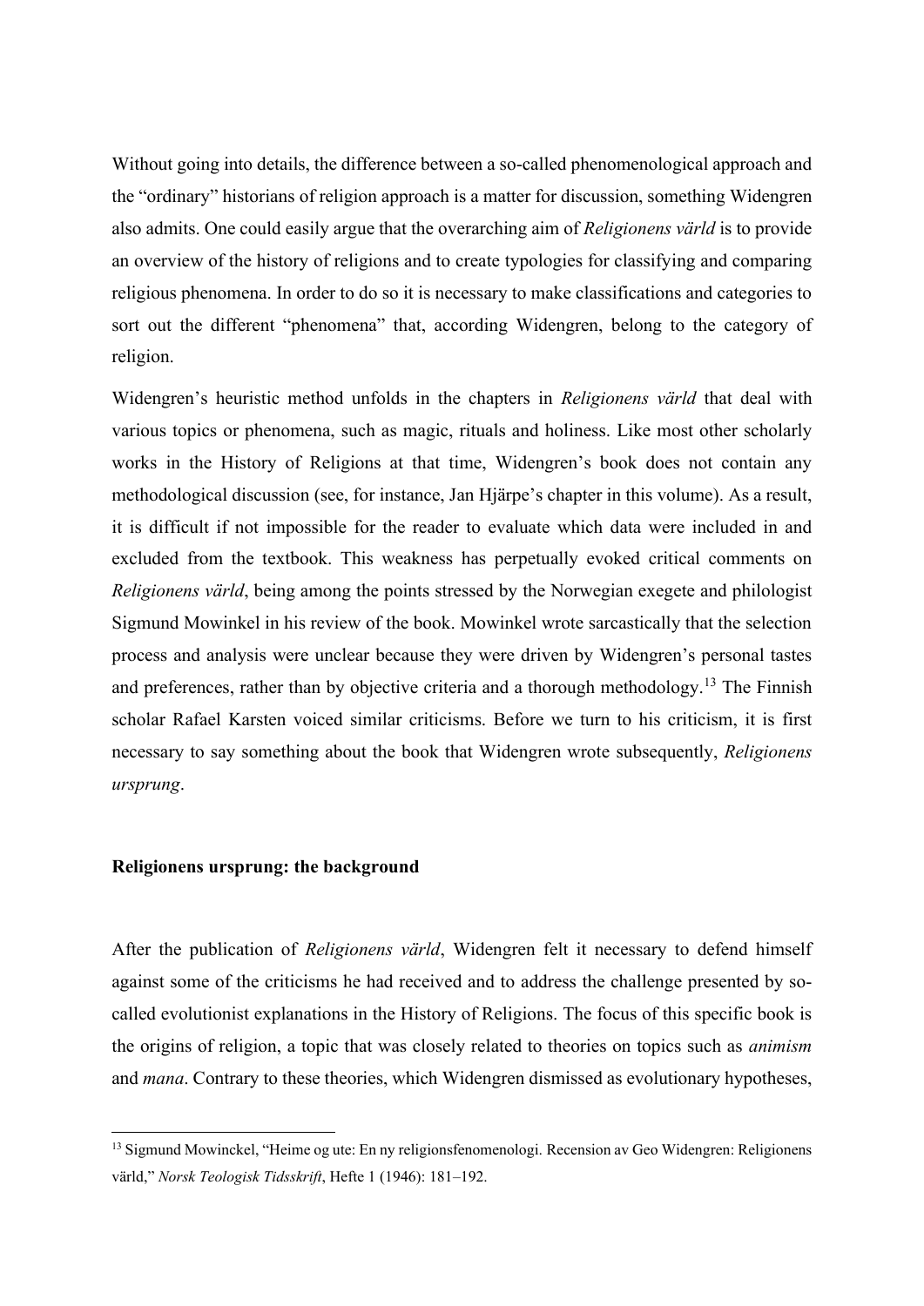Without going into details, the difference between a so-called phenomenological approach and the "ordinary" historians of religion approach is a matter for discussion, something Widengren also admits. One could easily argue that the overarching aim of *Religionens värld* is to provide an overview of the history of religions and to create typologies for classifying and comparing religious phenomena. In order to do so it is necessary to make classifications and categories to sort out the different "phenomena" that, according Widengren, belong to the category of religion.

Widengren's heuristic method unfolds in the chapters in *Religionens värld* that deal with various topics or phenomena, such as magic, rituals and holiness. Like most other scholarly works in the History of Religions at that time, Widengren's book does not contain any methodological discussion (see, for instance, Jan Hjärpe's chapter in this volume). As a result, it is difficult if not impossible for the reader to evaluate which data were included in and excluded from the textbook. This weakness has perpetually evoked critical comments on *Religionens värld*, being among the points stressed by the Norwegian exegete and philologist Sigmund Mowinkel in his review of the book. Mowinkel wrote sarcastically that the selection process and analysis were unclear because they were driven by Widengren's personal tastes and preferences, rather than by objective criteria and a thorough methodology.[13] The Finnish scholar Rafael Karsten voiced similar criticisms. Before we turn to his criticism, it is first necessary to say something about the book that Widengren wrote subsequently, *Religionens ursprung*.

## Religionens ursprung: the background

After the publication of *Religionens värld*, Widengren felt it necessary to defend himself against some of the criticisms he had received and to address the challenge presented by so-called evolutionist explanations in the History of Religions. The focus of this specific book is the origins of religion, a topic that was closely related to theories on topics such as *animism* and *mana*. Contrary to these theories, which Widengren dismissed as evolutionary hypotheses,

---

[13] Sigmund Mowinckel, "Heime og ute: En ny religionsfenomenologi. Recension av Geo Widengren: Religionens värld," *Norsk Teologisk Tidsskrift*, Hefte 1 (1946): 181–192.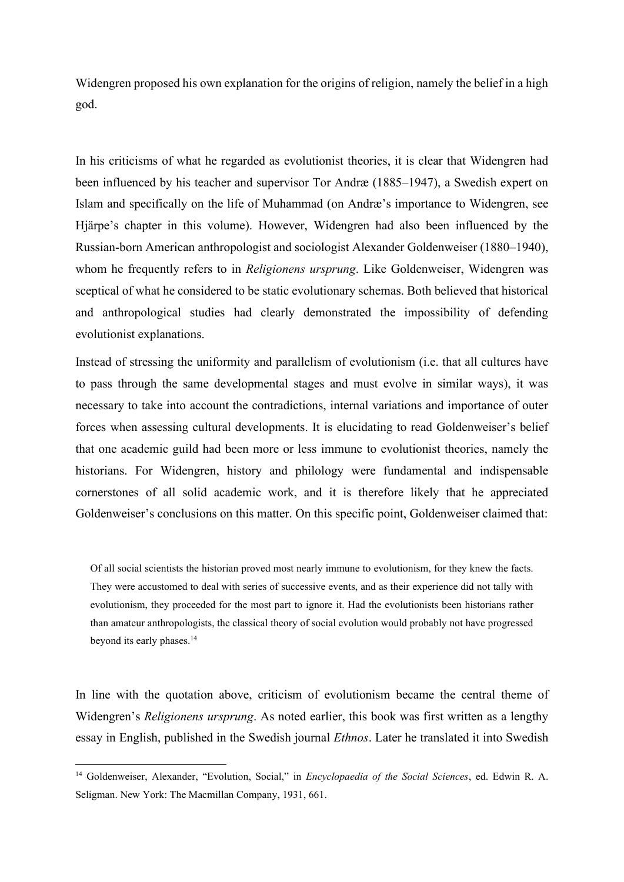Widengren proposed his own explanation for the origins of religion, namely the belief in a high god.

In his criticisms of what he regarded as evolutionist theories, it is clear that Widengren had been influenced by his teacher and supervisor Tor Andræ (1885–1947), a Swedish expert on Islam and specifically on the life of Muhammad (on Andræ's importance to Widengren, see Hjärpe's chapter in this volume). However, Widengren had also been influenced by the Russian-born American anthropologist and sociologist Alexander Goldenweiser (1880–1940), whom he frequently refers to in *Religionens ursprung*. Like Goldenweiser, Widengren was sceptical of what he considered to be static evolutionary schemas. Both believed that historical and anthropological studies had clearly demonstrated the impossibility of defending evolutionist explanations.

Instead of stressing the uniformity and parallelism of evolutionism (i.e. that all cultures have to pass through the same developmental stages and must evolve in similar ways), it was necessary to take into account the contradictions, internal variations and importance of outer forces when assessing cultural developments. It is elucidating to read Goldenweiser's belief that one academic guild had been more or less immune to evolutionist theories, namely the historians. For Widengren, history and philology were fundamental and indispensable cornerstones of all solid academic work, and it is therefore likely that he appreciated Goldenweiser's conclusions on this matter. On this specific point, Goldenweiser claimed that:

> Of all social scientists the historian proved most nearly immune to evolutionism, for they knew the facts. They were accustomed to deal with series of successive events, and as their experience did not tally with evolutionism, they proceeded for the most part to ignore it. Had the evolutionists been historians rather than amateur anthropologists, the classical theory of social evolution would probably not have progressed beyond its early phases.[14]

In line with the quotation above, criticism of evolutionism became the central theme of Widengren's *Religionens ursprung*. As noted earlier, this book was first written as a lengthy essay in English, published in the Swedish journal *Ethnos*. Later he translated it into Swedish

[14] Goldenweiser, Alexander, "Evolution, Social," in *Encyclopaedia of the Social Sciences*, ed. Edwin R. A. Seligman. New York: The Macmillan Company, 1931, 661.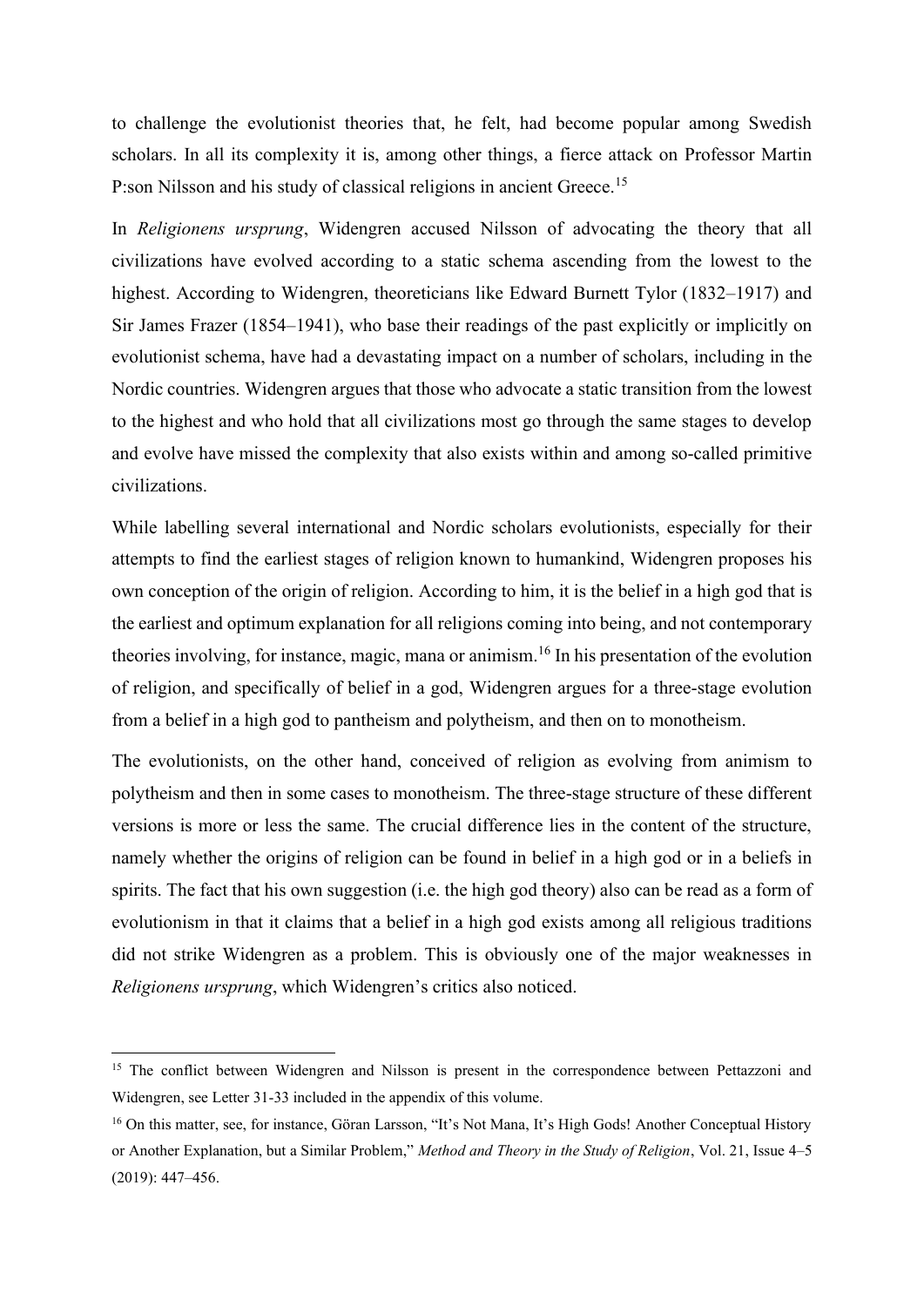to challenge the evolutionist theories that, he felt, had become popular among Swedish scholars. In all its complexity it is, among other things, a fierce attack on Professor Martin P:son Nilsson and his study of classical religions in ancient Greece.[15]

In *Religionens ursprung*, Widengren accused Nilsson of advocating the theory that all civilizations have evolved according to a static schema ascending from the lowest to the highest. According to Widengren, theoreticians like Edward Burnett Tylor (1832–1917) and Sir James Frazer (1854–1941), who base their readings of the past explicitly or implicitly on evolutionist schema, have had a devastating impact on a number of scholars, including in the Nordic countries. Widengren argues that those who advocate a static transition from the lowest to the highest and who hold that all civilizations most go through the same stages to develop and evolve have missed the complexity that also exists within and among so-called primitive civilizations.

While labelling several international and Nordic scholars evolutionists, especially for their attempts to find the earliest stages of religion known to humankind, Widengren proposes his own conception of the origin of religion. According to him, it is the belief in a high god that is the earliest and optimum explanation for all religions coming into being, and not contemporary theories involving, for instance, magic, mana or animism.[16] In his presentation of the evolution of religion, and specifically of belief in a god, Widengren argues for a three-stage evolution from a belief in a high god to pantheism and polytheism, and then on to monotheism.

The evolutionists, on the other hand, conceived of religion as evolving from animism to polytheism and then in some cases to monotheism. The three-stage structure of these different versions is more or less the same. The crucial difference lies in the content of the structure, namely whether the origins of religion can be found in belief in a high god or in a beliefs in spirits. The fact that his own suggestion (i.e. the high god theory) also can be read as a form of evolutionism in that it claims that a belief in a high god exists among all religious traditions did not strike Widengren as a problem. This is obviously one of the major weaknesses in *Religionens ursprung*, which Widengren's critics also noticed.

---

[15] The conflict between Widengren and Nilsson is present in the correspondence between Pettazzoni and Widengren, see Letter 31-33 included in the appendix of this volume.

[16] On this matter, see, for instance, Göran Larsson, "It's Not Mana, It's High Gods! Another Conceptual History or Another Explanation, but a Similar Problem," *Method and Theory in the Study of Religion*, Vol. 21, Issue 4–5 (2019): 447–456.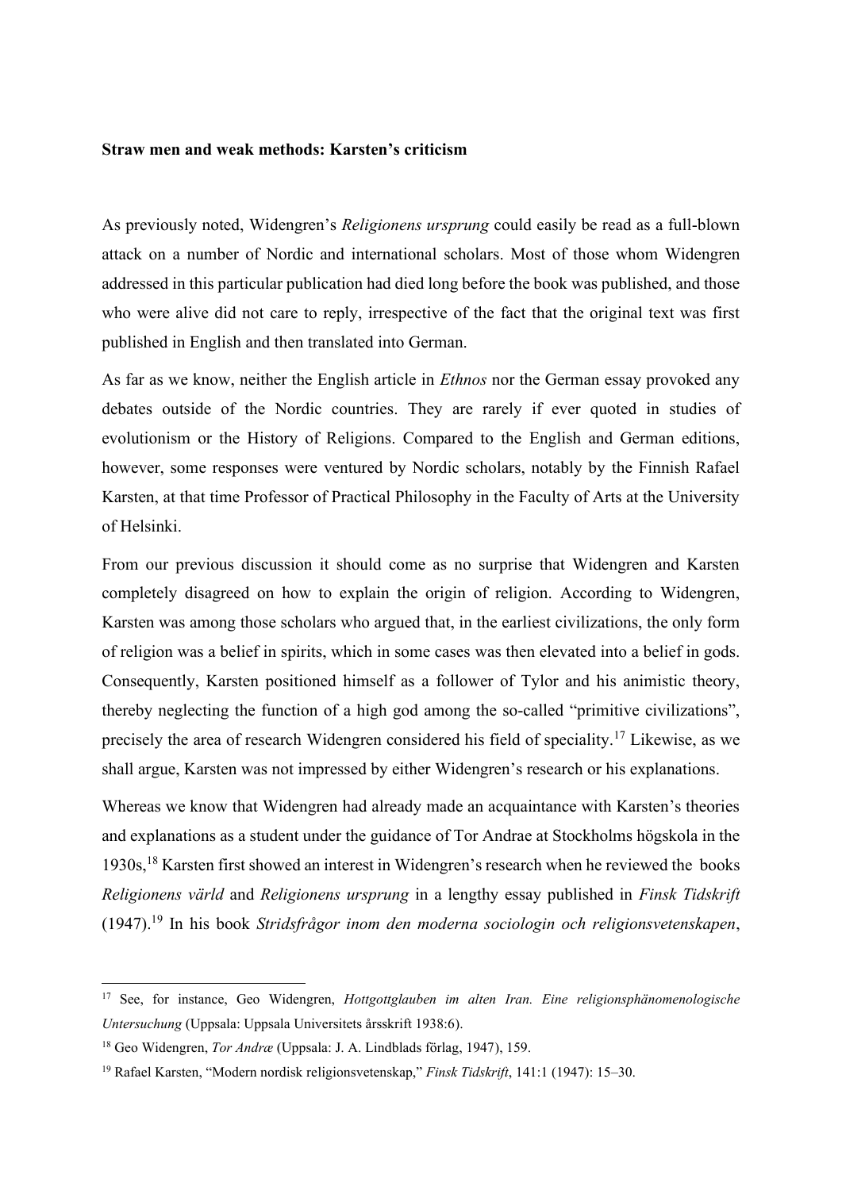**Straw men and weak methods: Karsten's criticism**

As previously noted, Widengren's *Religionens ursprung* could easily be read as a full-blown attack on a number of Nordic and international scholars. Most of those whom Widengren addressed in this particular publication had died long before the book was published, and those who were alive did not care to reply, irrespective of the fact that the original text was first published in English and then translated into German.

As far as we know, neither the English article in *Ethnos* nor the German essay provoked any debates outside of the Nordic countries. They are rarely if ever quoted in studies of evolutionism or the History of Religions. Compared to the English and German editions, however, some responses were ventured by Nordic scholars, notably by the Finnish Rafael Karsten, at that time Professor of Practical Philosophy in the Faculty of Arts at the University of Helsinki.

From our previous discussion it should come as no surprise that Widengren and Karsten completely disagreed on how to explain the origin of religion. According to Widengren, Karsten was among those scholars who argued that, in the earliest civilizations, the only form of religion was a belief in spirits, which in some cases was then elevated into a belief in gods. Consequently, Karsten positioned himself as a follower of Tylor and his animistic theory, thereby neglecting the function of a high god among the so-called "primitive civilizations", precisely the area of research Widengren considered his field of speciality.[17] Likewise, as we shall argue, Karsten was not impressed by either Widengren's research or his explanations.

Whereas we know that Widengren had already made an acquaintance with Karsten's theories and explanations as a student under the guidance of Tor Andrae at Stockholms högskola in the 1930s,[18] Karsten first showed an interest in Widengren's research when he reviewed the books *Religionens värld* and *Religionens ursprung* in a lengthy essay published in *Finsk Tidskrift* (1947).[19] In his book *Stridsfrågor inom den moderna sociologin och religionsvetenskapen*,

---

[17] See, for instance, Geo Widengren, *Hottgottglauben im alten Iran. Eine religionsphänomenologische Untersuchung* (Uppsala: Uppsala Universitets årsskrift 1938:6).

[18] Geo Widengren, *Tor Andræ* (Uppsala: J. A. Lindblads förlag, 1947), 159.

[19] Rafael Karsten, "Modern nordisk religionsvetenskap," *Finsk Tidskrift*, 141:1 (1947): 15–30.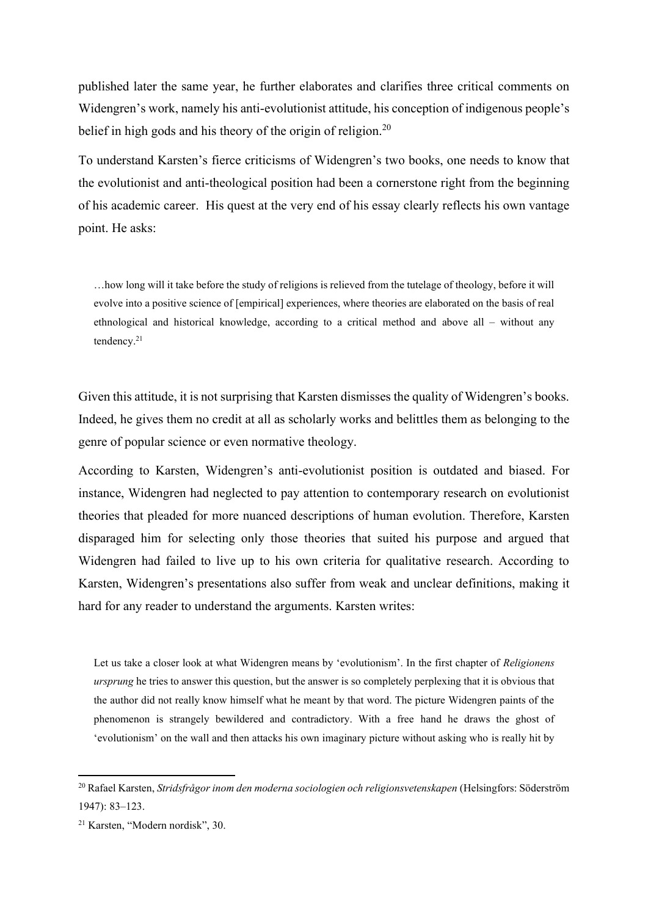published later the same year, he further elaborates and clarifies three critical comments on Widengren's work, namely his anti-evolutionist attitude, his conception of indigenous people's belief in high gods and his theory of the origin of religion.[20]

To understand Karsten's fierce criticisms of Widengren's two books, one needs to know that the evolutionist and anti-theological position had been a cornerstone right from the beginning of his academic career. His quest at the very end of his essay clearly reflects his own vantage point. He asks:

> …how long will it take before the study of religions is relieved from the tutelage of theology, before it will evolve into a positive science of [empirical] experiences, where theories are elaborated on the basis of real ethnological and historical knowledge, according to a critical method and above all – without any tendency.[21]

Given this attitude, it is not surprising that Karsten dismisses the quality of Widengren's books. Indeed, he gives them no credit at all as scholarly works and belittles them as belonging to the genre of popular science or even normative theology.

According to Karsten, Widengren's anti-evolutionist position is outdated and biased. For instance, Widengren had neglected to pay attention to contemporary research on evolutionist theories that pleaded for more nuanced descriptions of human evolution. Therefore, Karsten disparaged him for selecting only those theories that suited his purpose and argued that Widengren had failed to live up to his own criteria for qualitative research. According to Karsten, Widengren's presentations also suffer from weak and unclear definitions, making it hard for any reader to understand the arguments. Karsten writes:

> Let us take a closer look at what Widengren means by 'evolutionism'. In the first chapter of *Religionens ursprung* he tries to answer this question, but the answer is so completely perplexing that it is obvious that the author did not really know himself what he meant by that word. The picture Widengren paints of the phenomenon is strangely bewildered and contradictory. With a free hand he draws the ghost of 'evolutionism' on the wall and then attacks his own imaginary picture without asking who is really hit by

[20] Rafael Karsten, *Stridsfrågor inom den moderna sociologien och religionsvetenskapen* (Helsingfors: Söderström 1947): 83–123.

[21] Karsten, "Modern nordisk", 30.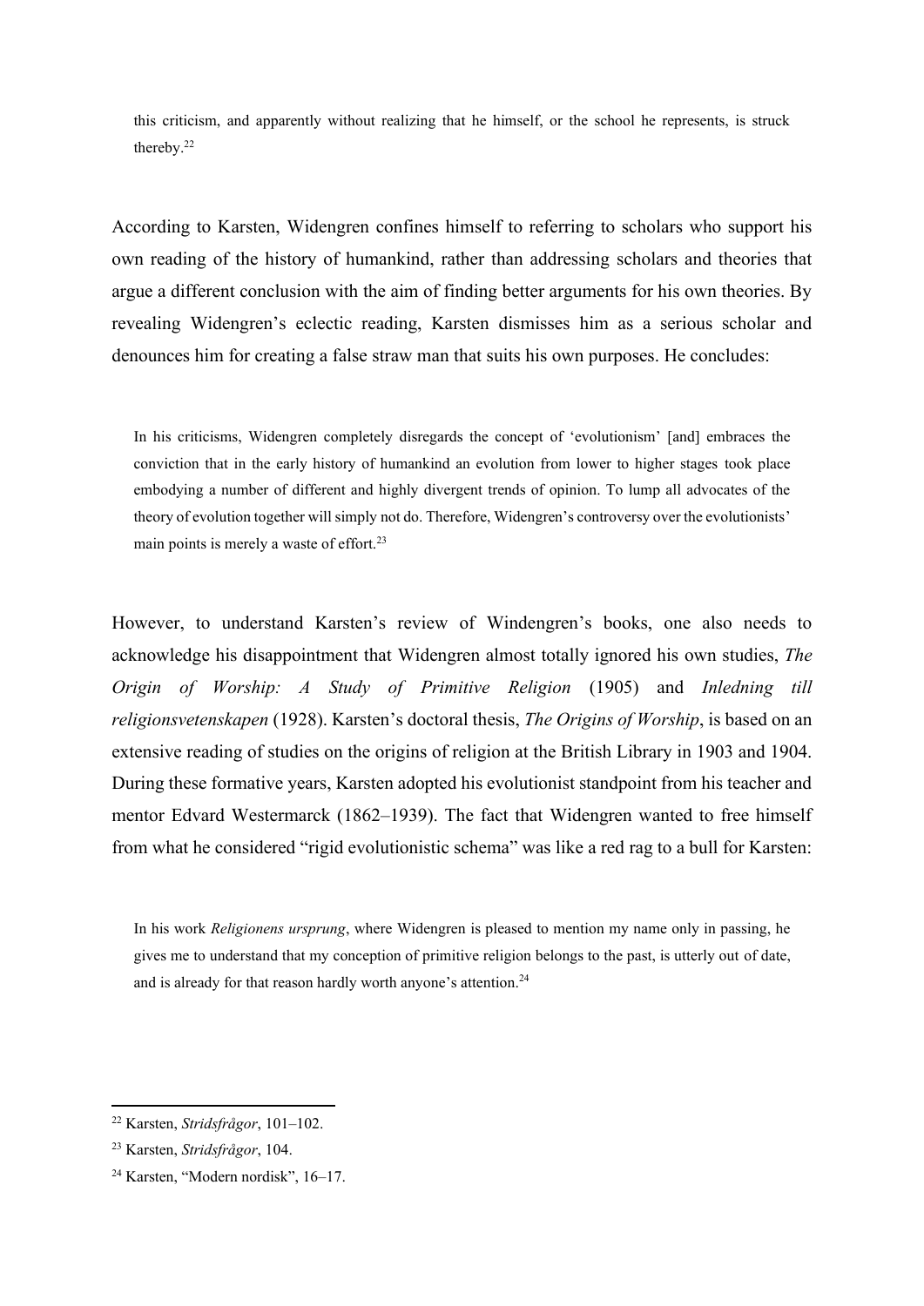> this criticism, and apparently without realizing that he himself, or the school he represents, is struck thereby.[22]

According to Karsten, Widengren confines himself to referring to scholars who support his own reading of the history of humankind, rather than addressing scholars and theories that argue a different conclusion with the aim of finding better arguments for his own theories. By revealing Widengren's eclectic reading, Karsten dismisses him as a serious scholar and denounces him for creating a false straw man that suits his own purposes. He concludes:

> In his criticisms, Widengren completely disregards the concept of 'evolutionism' [and] embraces the conviction that in the early history of humankind an evolution from lower to higher stages took place embodying a number of different and highly divergent trends of opinion. To lump all advocates of the theory of evolution together will simply not do. Therefore, Widengren's controversy over the evolutionists' main points is merely a waste of effort.[23]

However, to understand Karsten's review of Windengren's books, one also needs to acknowledge his disappointment that Widengren almost totally ignored his own studies, *The Origin of Worship: A Study of Primitive Religion* (1905) and *Inledning till religionsvetenskapen* (1928). Karsten's doctoral thesis, *The Origins of Worship*, is based on an extensive reading of studies on the origins of religion at the British Library in 1903 and 1904. During these formative years, Karsten adopted his evolutionist standpoint from his teacher and mentor Edvard Westermarck (1862–1939). The fact that Widengren wanted to free himself from what he considered "rigid evolutionistic schema" was like a red rag to a bull for Karsten:

> In his work *Religionens ursprung*, where Widengren is pleased to mention my name only in passing, he gives me to understand that my conception of primitive religion belongs to the past, is utterly out of date, and is already for that reason hardly worth anyone's attention.[24]

---

[22] Karsten, *Stridsfrågor*, 101–102.

[23] Karsten, *Stridsfrågor*, 104.

[24] Karsten, "Modern nordisk", 16–17.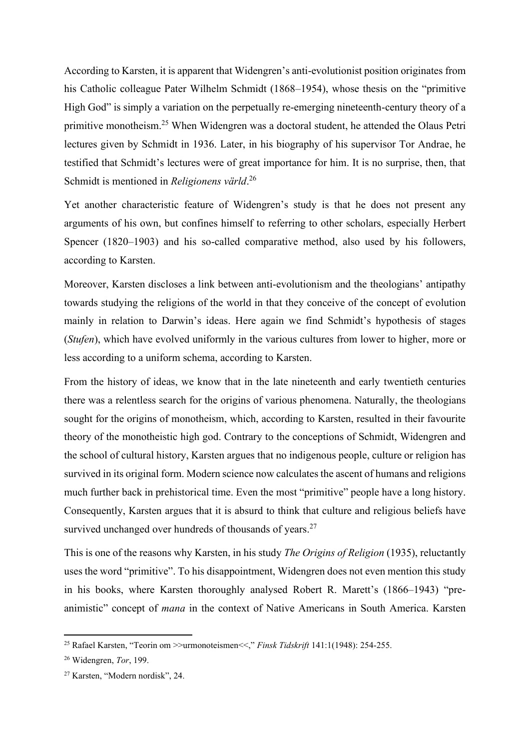According to Karsten, it is apparent that Widengren's anti-evolutionist position originates from his Catholic colleague Pater Wilhelm Schmidt (1868–1954), whose thesis on the "primitive High God" is simply a variation on the perpetually re-emerging nineteenth-century theory of a primitive monotheism.[25] When Widengren was a doctoral student, he attended the Olaus Petri lectures given by Schmidt in 1936. Later, in his biography of his supervisor Tor Andrae, he testified that Schmidt's lectures were of great importance for him. It is no surprise, then, that Schmidt is mentioned in *Religionens värld*.[26]

Yet another characteristic feature of Widengren's study is that he does not present any arguments of his own, but confines himself to referring to other scholars, especially Herbert Spencer (1820–1903) and his so-called comparative method, also used by his followers, according to Karsten.

Moreover, Karsten discloses a link between anti-evolutionism and the theologians' antipathy towards studying the religions of the world in that they conceive of the concept of evolution mainly in relation to Darwin's ideas. Here again we find Schmidt's hypothesis of stages (*Stufen*), which have evolved uniformly in the various cultures from lower to higher, more or less according to a uniform schema, according to Karsten.

From the history of ideas, we know that in the late nineteenth and early twentieth centuries there was a relentless search for the origins of various phenomena. Naturally, the theologians sought for the origins of monotheism, which, according to Karsten, resulted in their favourite theory of the monotheistic high god. Contrary to the conceptions of Schmidt, Widengren and the school of cultural history, Karsten argues that no indigenous people, culture or religion has survived in its original form. Modern science now calculates the ascent of humans and religions much further back in prehistorical time. Even the most "primitive" people have a long history. Consequently, Karsten argues that it is absurd to think that culture and religious beliefs have survived unchanged over hundreds of thousands of years.[27]

This is one of the reasons why Karsten, in his study *The Origins of Religion* (1935), reluctantly uses the word "primitive". To his disappointment, Widengren does not even mention this study in his books, where Karsten thoroughly analysed Robert R. Marett's (1866–1943) "pre-animistic" concept of *mana* in the context of Native Americans in South America. Karsten

---

[25] Rafael Karsten, "Teorin om >>urmonoteismen<<," *Finsk Tidskrift* 141:1(1948): 254-255.

[26] Widengren, *Tor*, 199.

[27] Karsten, "Modern nordisk", 24.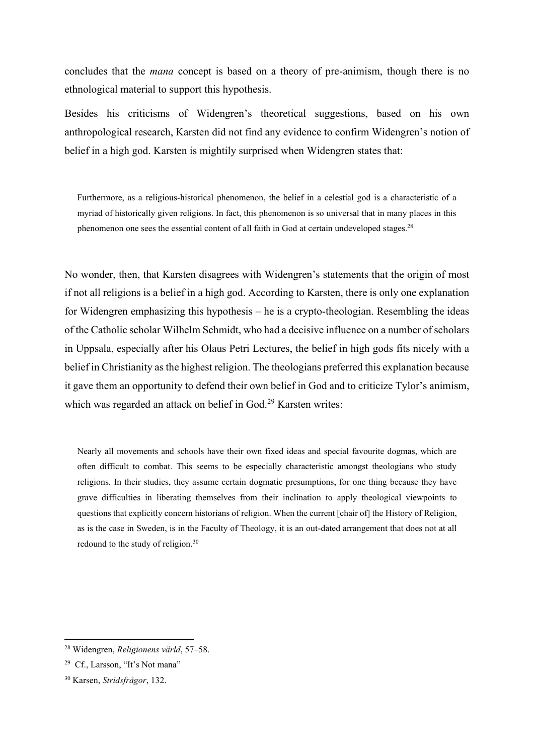concludes that the *mana* concept is based on a theory of pre-animism, though there is no ethnological material to support this hypothesis.

Besides his criticisms of Widengren's theoretical suggestions, based on his own anthropological research, Karsten did not find any evidence to confirm Widengren's notion of belief in a high god. Karsten is mightily surprised when Widengren states that:

> Furthermore, as a religious-historical phenomenon, the belief in a celestial god is a characteristic of a myriad of historically given religions. In fact, this phenomenon is so universal that in many places in this phenomenon one sees the essential content of all faith in God at certain undeveloped stages.[28]

No wonder, then, that Karsten disagrees with Widengren's statements that the origin of most if not all religions is a belief in a high god. According to Karsten, there is only one explanation for Widengren emphasizing this hypothesis – he is a crypto-theologian. Resembling the ideas of the Catholic scholar Wilhelm Schmidt, who had a decisive influence on a number of scholars in Uppsala, especially after his Olaus Petri Lectures, the belief in high gods fits nicely with a belief in Christianity as the highest religion. The theologians preferred this explanation because it gave them an opportunity to defend their own belief in God and to criticize Tylor's animism, which was regarded an attack on belief in God.[29] Karsten writes:

> Nearly all movements and schools have their own fixed ideas and special favourite dogmas, which are often difficult to combat. This seems to be especially characteristic amongst theologians who study religions. In their studies, they assume certain dogmatic presumptions, for one thing because they have grave difficulties in liberating themselves from their inclination to apply theological viewpoints to questions that explicitly concern historians of religion. When the current [chair of] the History of Religion, as is the case in Sweden, is in the Faculty of Theology, it is an out-dated arrangement that does not at all redound to the study of religion.[30]

---

[28] Widengren, *Religionens värld*, 57–58.

[29] Cf., Larsson, "It's Not mana"

[30] Karsen, *Stridsfrågor*, 132.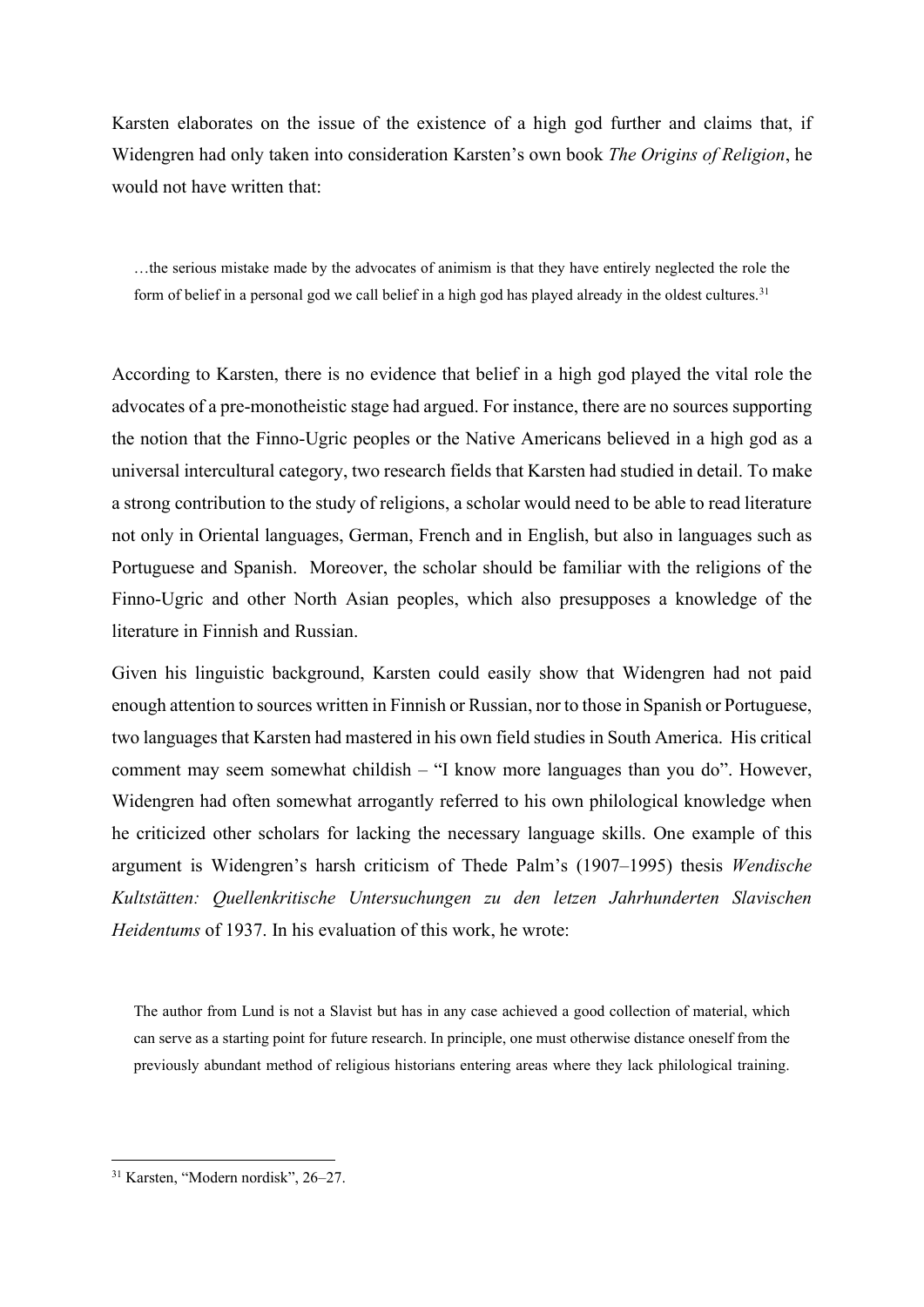Karsten elaborates on the issue of the existence of a high god further and claims that, if Widengren had only taken into consideration Karsten's own book *The Origins of Religion*, he would not have written that:

> …the serious mistake made by the advocates of animism is that they have entirely neglected the role the form of belief in a personal god we call belief in a high god has played already in the oldest cultures.[31]

According to Karsten, there is no evidence that belief in a high god played the vital role the advocates of a pre-monotheistic stage had argued. For instance, there are no sources supporting the notion that the Finno-Ugric peoples or the Native Americans believed in a high god as a universal intercultural category, two research fields that Karsten had studied in detail. To make a strong contribution to the study of religions, a scholar would need to be able to read literature not only in Oriental languages, German, French and in English, but also in languages such as Portuguese and Spanish. Moreover, the scholar should be familiar with the religions of the Finno-Ugric and other North Asian peoples, which also presupposes a knowledge of the literature in Finnish and Russian.

Given his linguistic background, Karsten could easily show that Widengren had not paid enough attention to sources written in Finnish or Russian, nor to those in Spanish or Portuguese, two languages that Karsten had mastered in his own field studies in South America. His critical comment may seem somewhat childish – "I know more languages than you do". However, Widengren had often somewhat arrogantly referred to his own philological knowledge when he criticized other scholars for lacking the necessary language skills. One example of this argument is Widengren's harsh criticism of Thede Palm's (1907–1995) thesis *Wendische Kultstätten: Quellenkritische Untersuchungen zu den letzen Jahrhunderten Slavischen Heidentums* of 1937. In his evaluation of this work, he wrote:

> The author from Lund is not a Slavist but has in any case achieved a good collection of material, which can serve as a starting point for future research. In principle, one must otherwise distance oneself from the previously abundant method of religious historians entering areas where they lack philological training.

[31] Karsten, "Modern nordisk", 26–27.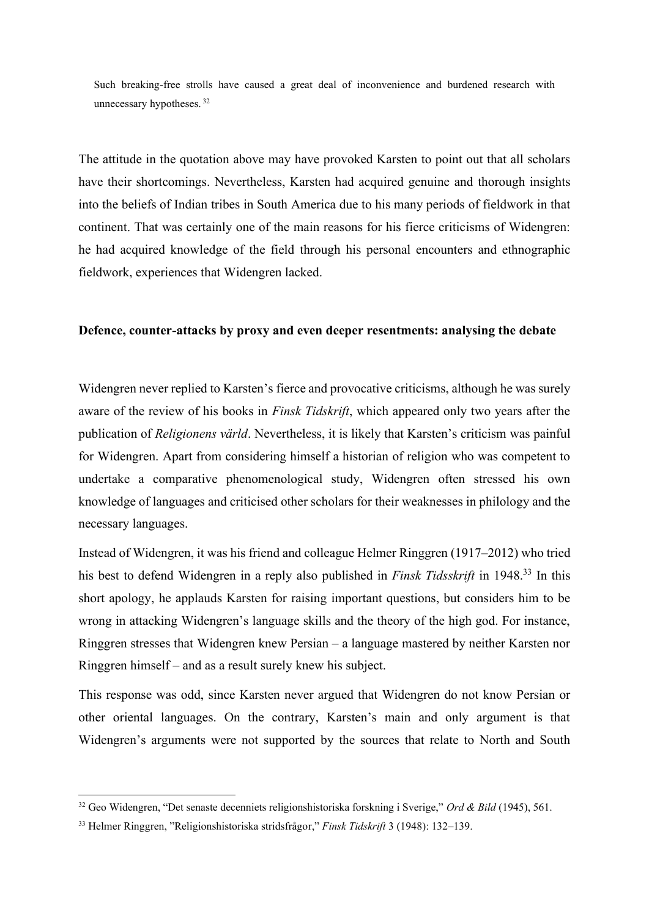> Such breaking-free strolls have caused a great deal of inconvenience and burdened research with unnecessary hypotheses. [32]

The attitude in the quotation above may have provoked Karsten to point out that all scholars have their shortcomings. Nevertheless, Karsten had acquired genuine and thorough insights into the beliefs of Indian tribes in South America due to his many periods of fieldwork in that continent. That was certainly one of the main reasons for his fierce criticisms of Widengren: he had acquired knowledge of the field through his personal encounters and ethnographic fieldwork, experiences that Widengren lacked.

**Defence, counter-attacks by proxy and even deeper resentments: analysing the debate**

Widengren never replied to Karsten's fierce and provocative criticisms, although he was surely aware of the review of his books in *Finsk Tidskrift*, which appeared only two years after the publication of *Religionens värld*. Nevertheless, it is likely that Karsten's criticism was painful for Widengren. Apart from considering himself a historian of religion who was competent to undertake a comparative phenomenological study, Widengren often stressed his own knowledge of languages and criticised other scholars for their weaknesses in philology and the necessary languages.

Instead of Widengren, it was his friend and colleague Helmer Ringgren (1917–2012) who tried his best to defend Widengren in a reply also published in *Finsk Tidsskrift* in 1948.[33] In this short apology, he applauds Karsten for raising important questions, but considers him to be wrong in attacking Widengren's language skills and the theory of the high god. For instance, Ringgren stresses that Widengren knew Persian – a language mastered by neither Karsten nor Ringgren himself – and as a result surely knew his subject.

This response was odd, since Karsten never argued that Widengren do not know Persian or other oriental languages. On the contrary, Karsten's main and only argument is that Widengren's arguments were not supported by the sources that relate to North and South

[32] Geo Widengren, "Det senaste decenniets religionshistoriska forskning i Sverige," *Ord & Bild* (1945), 561.

[33] Helmer Ringgren, "Religionshistoriska stridsfrågor," *Finsk Tidskrift* 3 (1948): 132–139.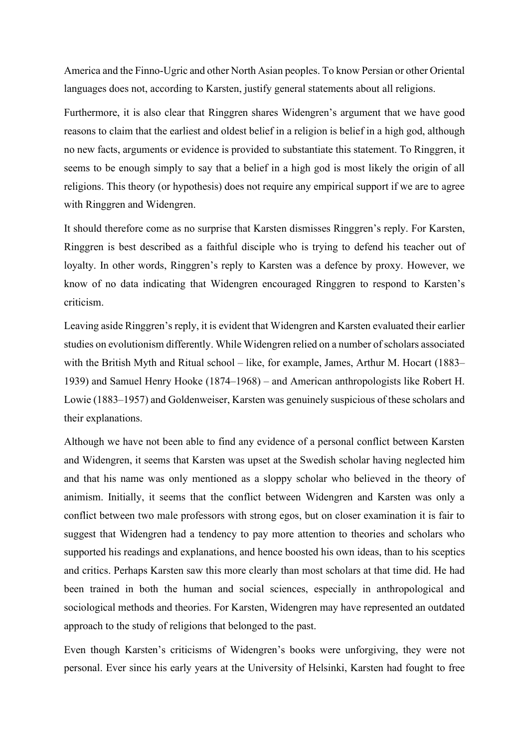America and the Finno-Ugric and other North Asian peoples. To know Persian or other Oriental languages does not, according to Karsten, justify general statements about all religions.

Furthermore, it is also clear that Ringgren shares Widengren's argument that we have good reasons to claim that the earliest and oldest belief in a religion is belief in a high god, although no new facts, arguments or evidence is provided to substantiate this statement. To Ringgren, it seems to be enough simply to say that a belief in a high god is most likely the origin of all religions. This theory (or hypothesis) does not require any empirical support if we are to agree with Ringgren and Widengren.

It should therefore come as no surprise that Karsten dismisses Ringgren's reply. For Karsten, Ringgren is best described as a faithful disciple who is trying to defend his teacher out of loyalty. In other words, Ringgren's reply to Karsten was a defence by proxy. However, we know of no data indicating that Widengren encouraged Ringgren to respond to Karsten's criticism.

Leaving aside Ringgren's reply, it is evident that Widengren and Karsten evaluated their earlier studies on evolutionism differently. While Widengren relied on a number of scholars associated with the British Myth and Ritual school – like, for example, James, Arthur M. Hocart (1883–1939) and Samuel Henry Hooke (1874–1968) – and American anthropologists like Robert H. Lowie (1883–1957) and Goldenweiser, Karsten was genuinely suspicious of these scholars and their explanations.

Although we have not been able to find any evidence of a personal conflict between Karsten and Widengren, it seems that Karsten was upset at the Swedish scholar having neglected him and that his name was only mentioned as a sloppy scholar who believed in the theory of animism. Initially, it seems that the conflict between Widengren and Karsten was only a conflict between two male professors with strong egos, but on closer examination it is fair to suggest that Widengren had a tendency to pay more attention to theories and scholars who supported his readings and explanations, and hence boosted his own ideas, than to his sceptics and critics. Perhaps Karsten saw this more clearly than most scholars at that time did. He had been trained in both the human and social sciences, especially in anthropological and sociological methods and theories. For Karsten, Widengren may have represented an outdated approach to the study of religions that belonged to the past.

Even though Karsten's criticisms of Widengren's books were unforgiving, they were not personal. Ever since his early years at the University of Helsinki, Karsten had fought to free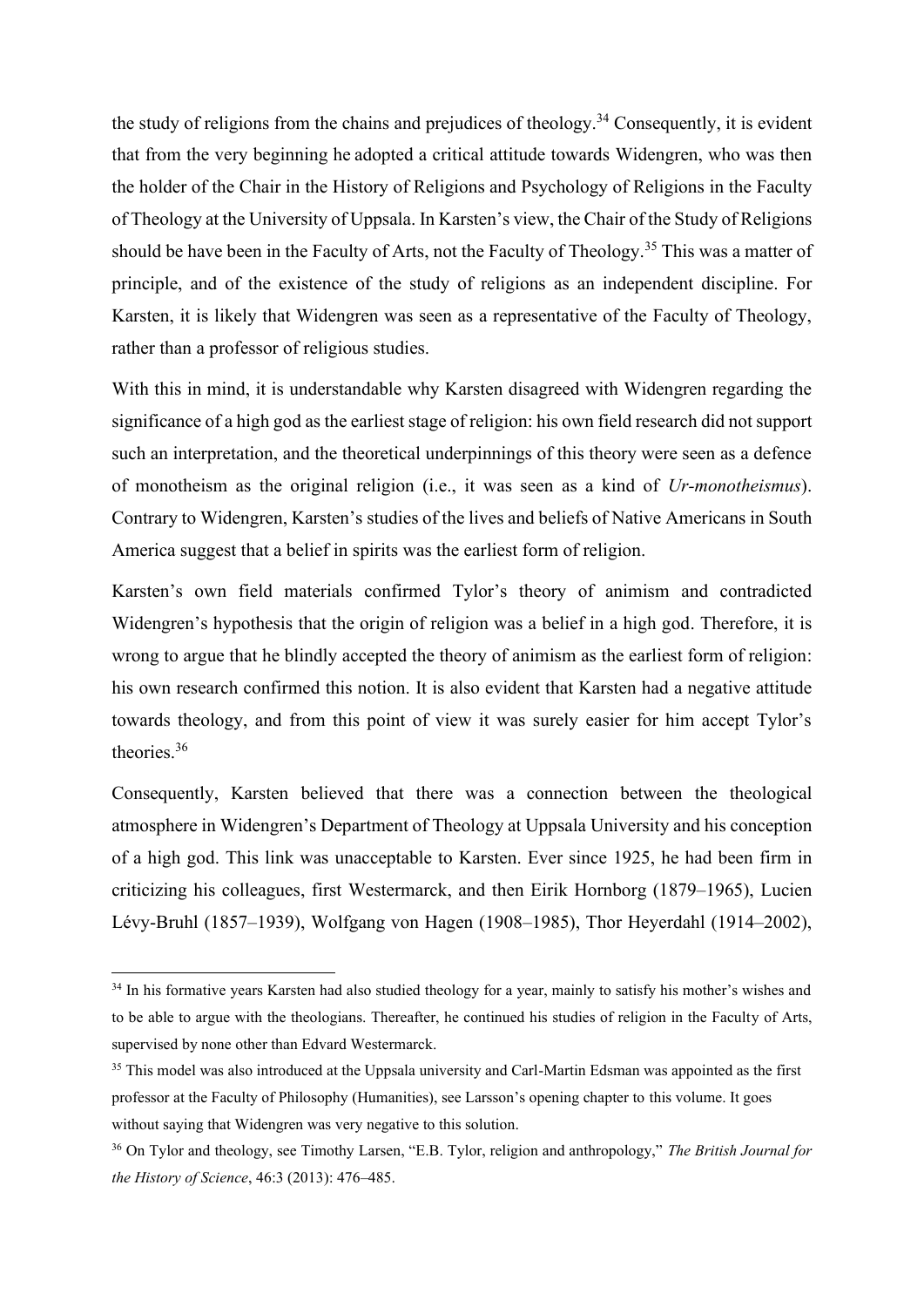the study of religions from the chains and prejudices of theology.[34] Consequently, it is evident that from the very beginning he adopted a critical attitude towards Widengren, who was then the holder of the Chair in the History of Religions and Psychology of Religions in the Faculty of Theology at the University of Uppsala. In Karsten's view, the Chair of the Study of Religions should be have been in the Faculty of Arts, not the Faculty of Theology.[35] This was a matter of principle, and of the existence of the study of religions as an independent discipline. For Karsten, it is likely that Widengren was seen as a representative of the Faculty of Theology, rather than a professor of religious studies.

With this in mind, it is understandable why Karsten disagreed with Widengren regarding the significance of a high god as the earliest stage of religion: his own field research did not support such an interpretation, and the theoretical underpinnings of this theory were seen as a defence of monotheism as the original religion (i.e., it was seen as a kind of *Ur-monotheismus*). Contrary to Widengren, Karsten's studies of the lives and beliefs of Native Americans in South America suggest that a belief in spirits was the earliest form of religion.

Karsten's own field materials confirmed Tylor's theory of animism and contradicted Widengren's hypothesis that the origin of religion was a belief in a high god. Therefore, it is wrong to argue that he blindly accepted the theory of animism as the earliest form of religion: his own research confirmed this notion. It is also evident that Karsten had a negative attitude towards theology, and from this point of view it was surely easier for him accept Tylor's theories.[36]

Consequently, Karsten believed that there was a connection between the theological atmosphere in Widengren's Department of Theology at Uppsala University and his conception of a high god. This link was unacceptable to Karsten. Ever since 1925, he had been firm in criticizing his colleagues, first Westermarck, and then Eirik Hornborg (1879–1965), Lucien Lévy-Bruhl (1857–1939), Wolfgang von Hagen (1908–1985), Thor Heyerdahl (1914–2002),

---

[34] In his formative years Karsten had also studied theology for a year, mainly to satisfy his mother's wishes and to be able to argue with the theologians. Thereafter, he continued his studies of religion in the Faculty of Arts, supervised by none other than Edvard Westermarck.

[35] This model was also introduced at the Uppsala university and Carl-Martin Edsman was appointed as the first professor at the Faculty of Philosophy (Humanities), see Larsson's opening chapter to this volume. It goes without saying that Widengren was very negative to this solution.

[36] On Tylor and theology, see Timothy Larsen, "E.B. Tylor, religion and anthropology," *The British Journal for the History of Science*, 46:3 (2013): 476–485.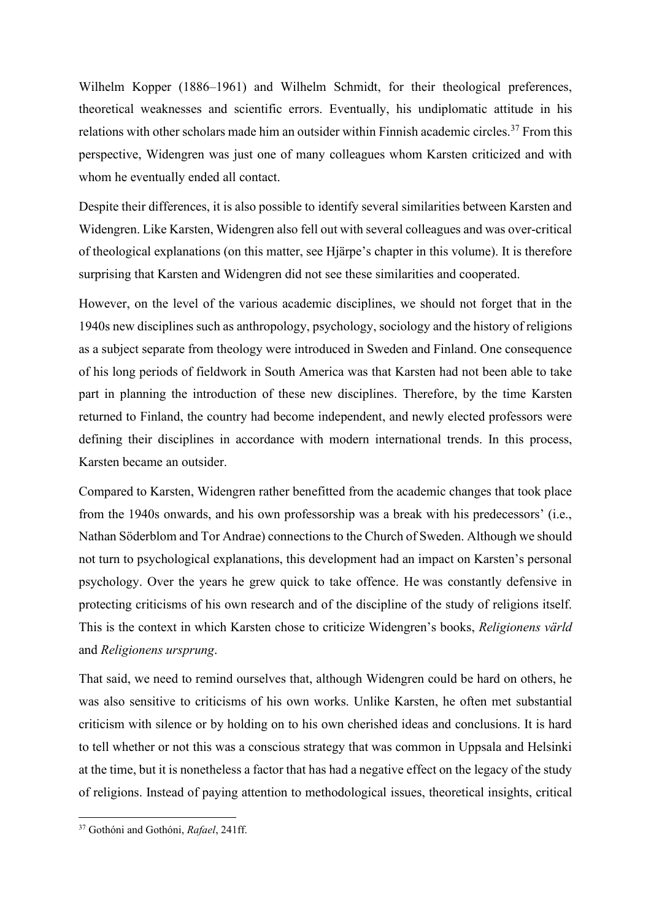Wilhelm Kopper (1886–1961) and Wilhelm Schmidt, for their theological preferences, theoretical weaknesses and scientific errors. Eventually, his undiplomatic attitude in his relations with other scholars made him an outsider within Finnish academic circles.[37] From this perspective, Widengren was just one of many colleagues whom Karsten criticized and with whom he eventually ended all contact.

Despite their differences, it is also possible to identify several similarities between Karsten and Widengren. Like Karsten, Widengren also fell out with several colleagues and was over-critical of theological explanations (on this matter, see Hjärpe's chapter in this volume). It is therefore surprising that Karsten and Widengren did not see these similarities and cooperated.

However, on the level of the various academic disciplines, we should not forget that in the 1940s new disciplines such as anthropology, psychology, sociology and the history of religions as a subject separate from theology were introduced in Sweden and Finland. One consequence of his long periods of fieldwork in South America was that Karsten had not been able to take part in planning the introduction of these new disciplines. Therefore, by the time Karsten returned to Finland, the country had become independent, and newly elected professors were defining their disciplines in accordance with modern international trends. In this process, Karsten became an outsider.

Compared to Karsten, Widengren rather benefitted from the academic changes that took place from the 1940s onwards, and his own professorship was a break with his predecessors' (i.e., Nathan Söderblom and Tor Andrae) connections to the Church of Sweden. Although we should not turn to psychological explanations, this development had an impact on Karsten's personal psychology. Over the years he grew quick to take offence. He was constantly defensive in protecting criticisms of his own research and of the discipline of the study of religions itself. This is the context in which Karsten chose to criticize Widengren's books, *Religionens värld* and *Religionens ursprung*.

That said, we need to remind ourselves that, although Widengren could be hard on others, he was also sensitive to criticisms of his own works. Unlike Karsten, he often met substantial criticism with silence or by holding on to his own cherished ideas and conclusions. It is hard to tell whether or not this was a conscious strategy that was common in Uppsala and Helsinki at the time, but it is nonetheless a factor that has had a negative effect on the legacy of the study of religions. Instead of paying attention to methodological issues, theoretical insights, critical

[37] Gothóni and Gothóni, *Rafael*, 241ff.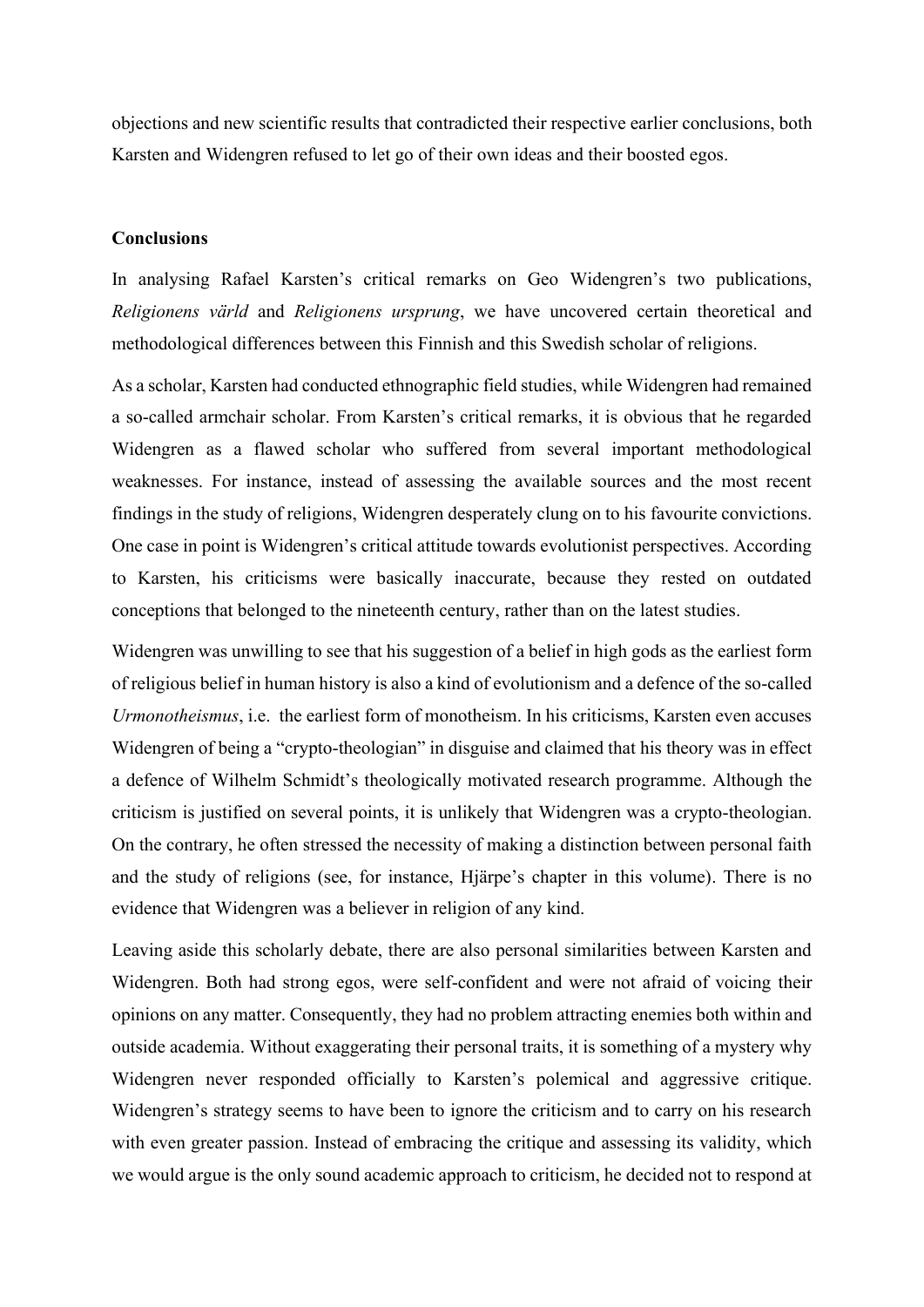objections and new scientific results that contradicted their respective earlier conclusions, both Karsten and Widengren refused to let go of their own ideas and their boosted egos.

## Conclusions

In analysing Rafael Karsten's critical remarks on Geo Widengren's two publications, *Religionens värld* and *Religionens ursprung*, we have uncovered certain theoretical and methodological differences between this Finnish and this Swedish scholar of religions.

As a scholar, Karsten had conducted ethnographic field studies, while Widengren had remained a so-called armchair scholar. From Karsten's critical remarks, it is obvious that he regarded Widengren as a flawed scholar who suffered from several important methodological weaknesses. For instance, instead of assessing the available sources and the most recent findings in the study of religions, Widengren desperately clung on to his favourite convictions. One case in point is Widengren's critical attitude towards evolutionist perspectives. According to Karsten, his criticisms were basically inaccurate, because they rested on outdated conceptions that belonged to the nineteenth century, rather than on the latest studies.

Widengren was unwilling to see that his suggestion of a belief in high gods as the earliest form of religious belief in human history is also a kind of evolutionism and a defence of the so-called *Urmonotheismus*, i.e. the earliest form of monotheism. In his criticisms, Karsten even accuses Widengren of being a "crypto-theologian" in disguise and claimed that his theory was in effect a defence of Wilhelm Schmidt's theologically motivated research programme. Although the criticism is justified on several points, it is unlikely that Widengren was a crypto-theologian. On the contrary, he often stressed the necessity of making a distinction between personal faith and the study of religions (see, for instance, Hjärpe's chapter in this volume). There is no evidence that Widengren was a believer in religion of any kind.

Leaving aside this scholarly debate, there are also personal similarities between Karsten and Widengren. Both had strong egos, were self-confident and were not afraid of voicing their opinions on any matter. Consequently, they had no problem attracting enemies both within and outside academia. Without exaggerating their personal traits, it is something of a mystery why Widengren never responded officially to Karsten's polemical and aggressive critique. Widengren's strategy seems to have been to ignore the criticism and to carry on his research with even greater passion. Instead of embracing the critique and assessing its validity, which we would argue is the only sound academic approach to criticism, he decided not to respond at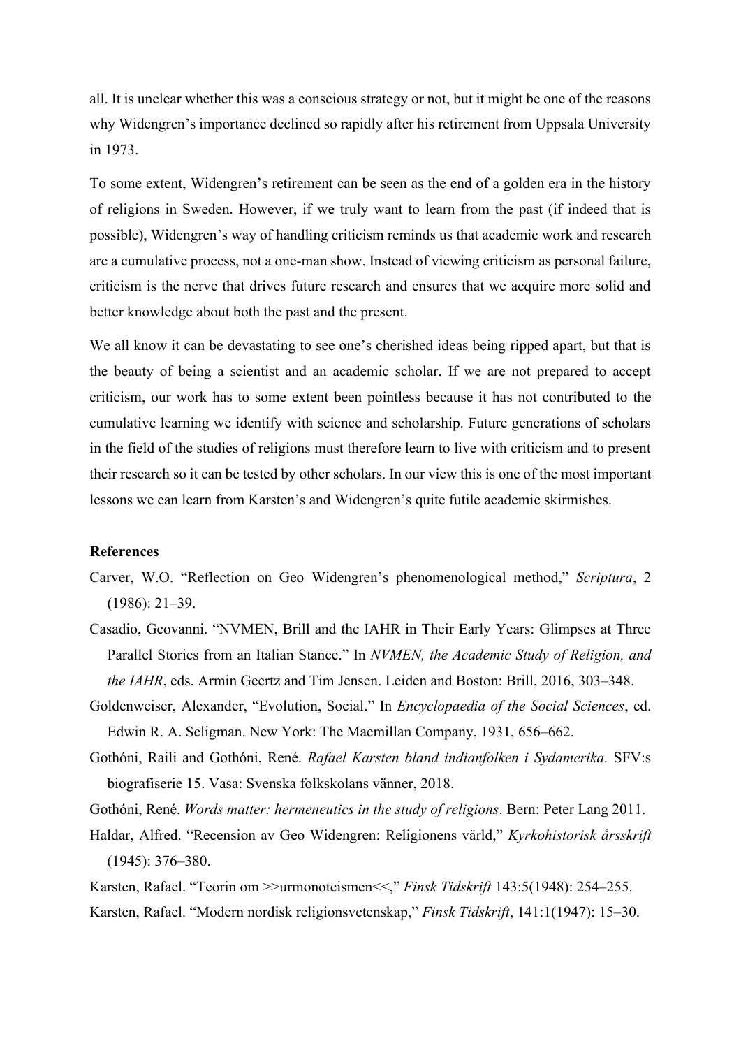all. It is unclear whether this was a conscious strategy or not, but it might be one of the reasons why Widengren's importance declined so rapidly after his retirement from Uppsala University in 1973.

To some extent, Widengren's retirement can be seen as the end of a golden era in the history of religions in Sweden. However, if we truly want to learn from the past (if indeed that is possible), Widengren's way of handling criticism reminds us that academic work and research are a cumulative process, not a one-man show. Instead of viewing criticism as personal failure, criticism is the nerve that drives future research and ensures that we acquire more solid and better knowledge about both the past and the present.

We all know it can be devastating to see one's cherished ideas being ripped apart, but that is the beauty of being a scientist and an academic scholar. If we are not prepared to accept criticism, our work has to some extent been pointless because it has not contributed to the cumulative learning we identify with science and scholarship. Future generations of scholars in the field of the studies of religions must therefore learn to live with criticism and to present their research so it can be tested by other scholars. In our view this is one of the most important lessons we can learn from Karsten's and Widengren's quite futile academic skirmishes.

**References**

Carver, W.O. "Reflection on Geo Widengren's phenomenological method," *Scriptura*, 2 (1986): 21–39.

Casadio, Geovanni. "NVMEN, Brill and the IAHR in Their Early Years: Glimpses at Three Parallel Stories from an Italian Stance." In *NVMEN, the Academic Study of Religion, and the IAHR*, eds. Armin Geertz and Tim Jensen. Leiden and Boston: Brill, 2016, 303–348.

Goldenweiser, Alexander, "Evolution, Social." In *Encyclopaedia of the Social Sciences*, ed. Edwin R. A. Seligman. New York: The Macmillan Company, 1931, 656–662.

Gothóni, Raili and Gothóni, René. *Rafael Karsten bland indianfolken i Sydamerika.* SFV:s biografiserie 15. Vasa: Svenska folkskolans vänner, 2018.

Gothóni, René. *Words matter: hermeneutics in the study of religions*. Bern: Peter Lang 2011.

Haldar, Alfred. "Recension av Geo Widengren: Religionens värld," *Kyrkohistorisk årsskrift* (1945): 376–380.

Karsten, Rafael. "Teorin om >>urmonoteismen<<," *Finsk Tidskrift* 143:5(1948): 254–255.

Karsten, Rafael. "Modern nordisk religionsvetenskap," *Finsk Tidskrift*, 141:1(1947): 15–30.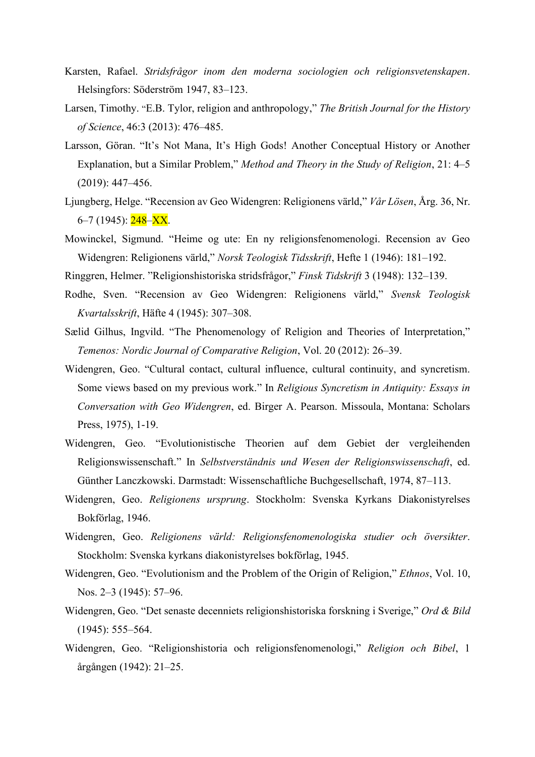Karsten, Rafael. *Stridsfrågor inom den moderna sociologien och religionsvetenskapen*. Helsingfors: Söderström 1947, 83–123.

Larsen, Timothy. "E.B. Tylor, religion and anthropology," *The British Journal for the History of Science*, 46:3 (2013): 476–485.

Larsson, Göran. "It's Not Mana, It's High Gods! Another Conceptual History or Another Explanation, but a Similar Problem," *Method and Theory in the Study of Religion*, 21: 4–5 (2019): 447–456.

Ljungberg, Helge. "Recension av Geo Widengren: Religionens värld," *Vår Lösen*, Årg. 36, Nr. 6–7 (1945): 248–XX.

Mowinckel, Sigmund. "Heime og ute: En ny religionsfenomenologi. Recension av Geo Widengren: Religionens värld," *Norsk Teologisk Tidsskrift*, Hefte 1 (1946): 181–192.

Ringgren, Helmer. "Religionshistoriska stridsfrågor," *Finsk Tidskrift* 3 (1948): 132–139.

Rodhe, Sven. "Recension av Geo Widengren: Religionens värld," *Svensk Teologisk Kvartalsskrift*, Häfte 4 (1945): 307–308.

Sælid Gilhus, Ingvild. "The Phenomenology of Religion and Theories of Interpretation," *Temenos: Nordic Journal of Comparative Religion*, Vol. 20 (2012): 26–39.

Widengren, Geo. "Cultural contact, cultural influence, cultural continuity, and syncretism. Some views based on my previous work." In *Religious Syncretism in Antiquity: Essays in Conversation with Geo Widengren*, ed. Birger A. Pearson. Missoula, Montana: Scholars Press, 1975), 1-19.

Widengren, Geo. "Evolutionistische Theorien auf dem Gebiet der vergleihenden Religionswissenschaft." In *Selbstverständnis und Wesen der Religionswissenschaft*, ed. Günther Lanczkowski. Darmstadt: Wissenschaftliche Buchgesellschaft, 1974, 87–113.

Widengren, Geo. *Religionens ursprung*. Stockholm: Svenska Kyrkans Diakonistyrelses Bokförlag, 1946.

Widengren, Geo. *Religionens värld: Religionsfenomenologiska studier och översikter*. Stockholm: Svenska kyrkans diakonistyrelses bokförlag, 1945.

Widengren, Geo. "Evolutionism and the Problem of the Origin of Religion," *Ethnos*, Vol. 10, Nos. 2–3 (1945): 57–96.

Widengren, Geo. "Det senaste decenniets religionshistoriska forskning i Sverige," *Ord & Bild* (1945): 555–564.

Widengren, Geo. "Religionshistoria och religionsfenomenologi," *Religion och Bibel*, 1 årgången (1942): 21–25.